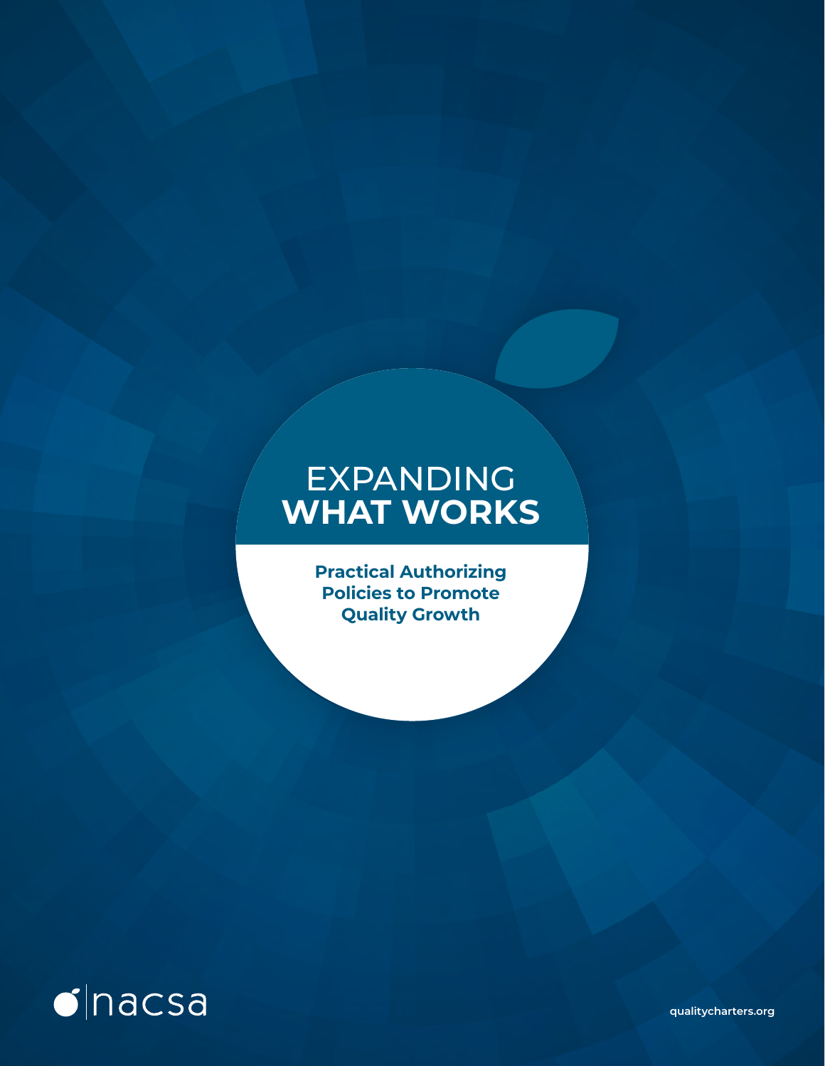# EXPANDING WHAT WORKS

**Practical Authorizing Policies to Promote Quality Growth**

nacsa

qualitycharters.org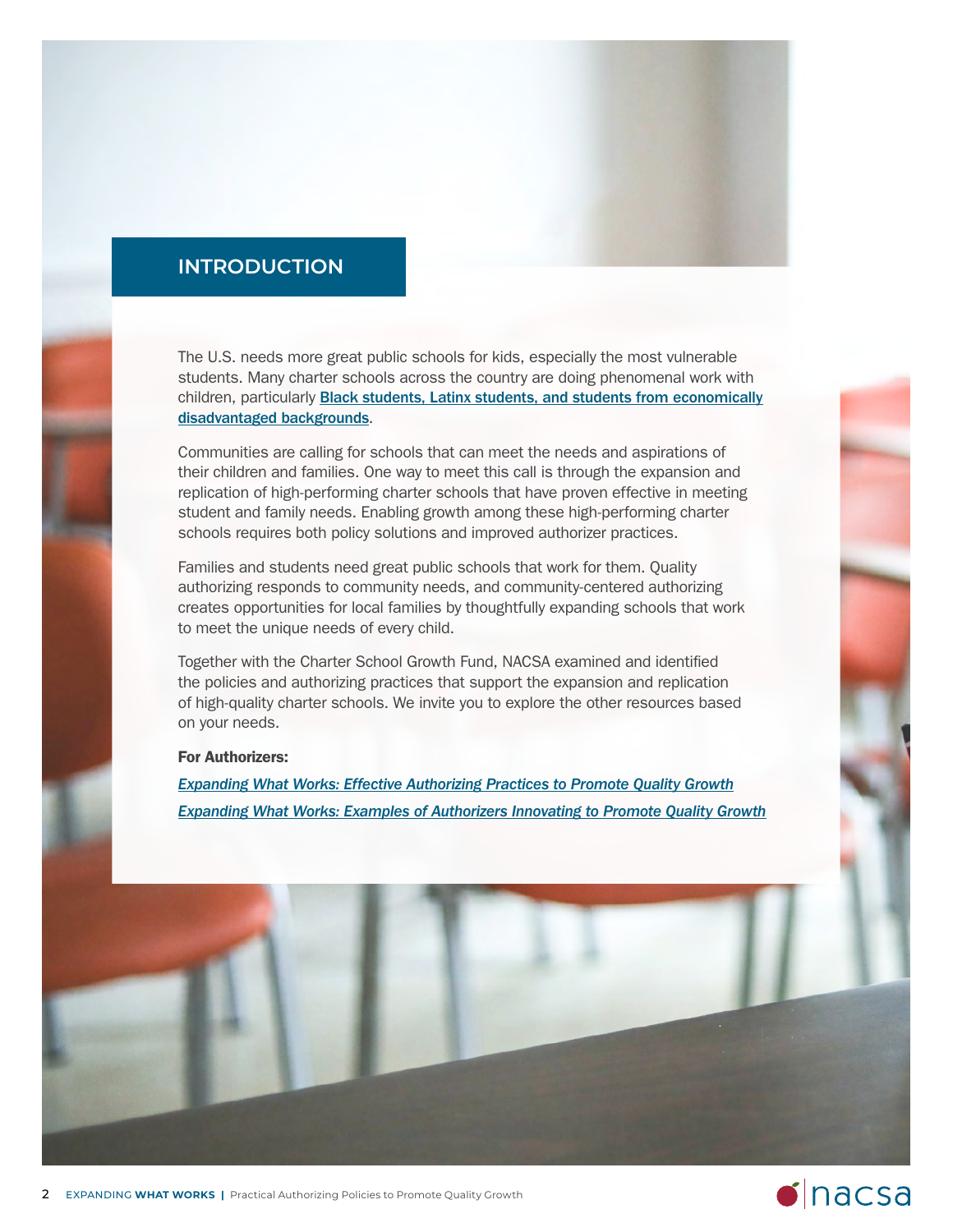## INTRODUCTION

The U.S. needs more great public schools for kids, especially the most vulnerable students. Many charter schools across the country are doing phenomenal work with children, particularly **Black students, Latinx students, and students from economically disadvantaged backgrounds**.

Communities are calling for schools that can meet the needs and aspirations of their children and families. One way to meet this call is through the expansion and replication of high-performing charter schools that have proven effective in meeting student and family needs. Enabling growth among these high-performing charter schools requires both policy solutions and improved authorizer practices.

Families and students need great public schools that work for them. Quality authorizing responds to community needs, and community-centered authorizing creates opportunities for local families by thoughtfully expanding schools that work to meet the unique needs of every child.

Together with the Charter School Growth Fund, NACSA examined and identified the policies and authorizing practices that support the expansion and replication of high-quality charter schools. We invite you to explore the other resources based on your needs.

**For Authorizers:**

*Expanding What Works: Effective Authorizing Practices to Promote Quality Growth*

*Expanding What Works: Examples of Authorizers Innovating to Promote Quality Growth*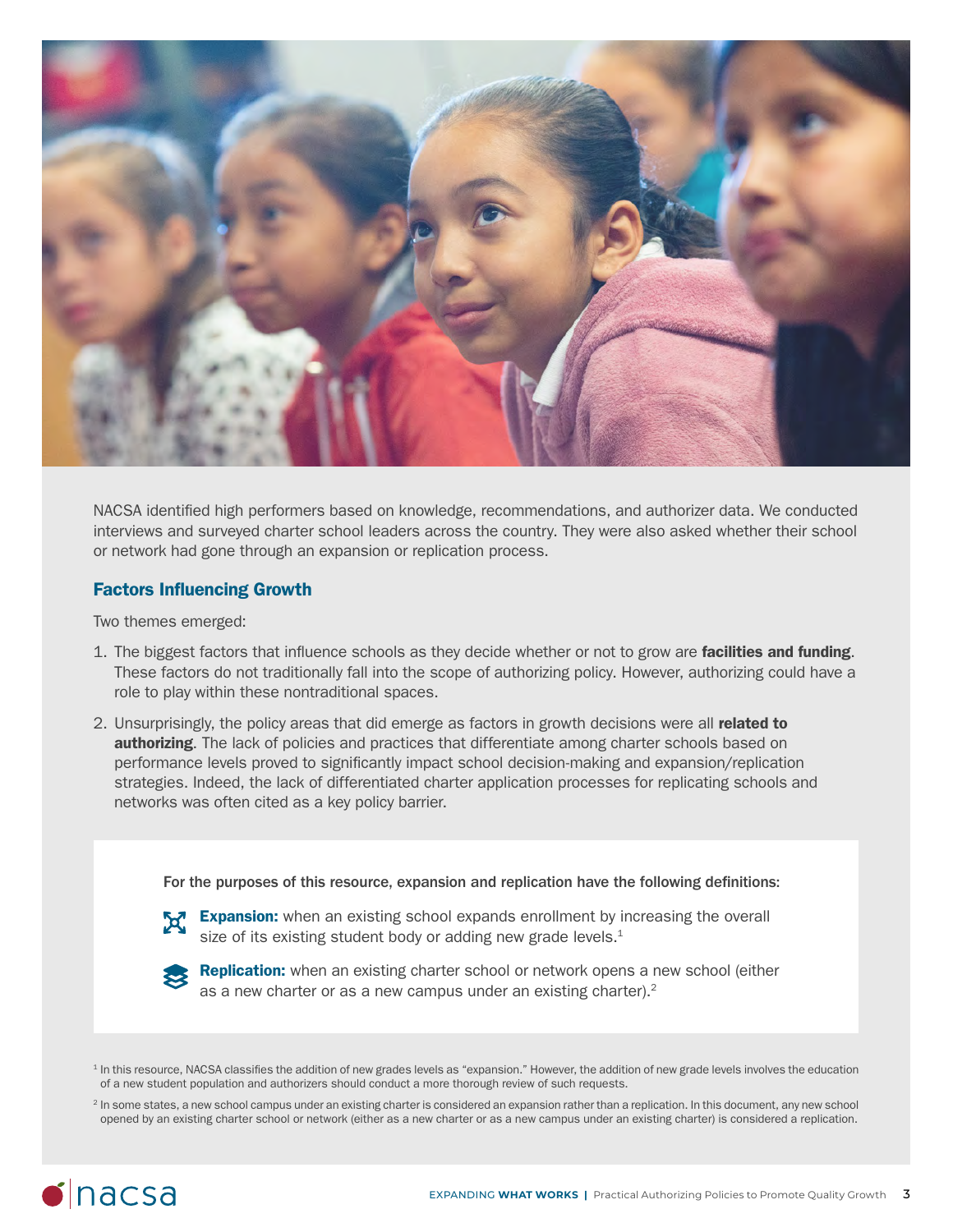NACSA identified high performers based on knowledge, recommendations, and authorizer data. We conducted interviews and surveyed charter school leaders across the country. They were also asked whether their school or network had gone through an expansion or replication process.

## Factors Influencing Growth

Two themes emerged:

1. The biggest factors that influence schools as they decide whether or not to grow are **facilities and funding**. These factors do not traditionally fall into the scope of authorizing policy. However, authorizing could have a role to play within these nontraditional spaces.
2. Unsurprisingly, the policy areas that did emerge as factors in growth decisions were all **related to authorizing**. The lack of policies and practices that differentiate among charter schools based on performance levels proved to significantly impact school decision-making and expansion/replication strategies. Indeed, the lack of differentiated charter application processes for replicating schools and networks was often cited as a key policy barrier.

**For the purposes of this resource, expansion and replication have the following definitions:**

**Expansion:** when an existing school expands enrollment by increasing the overall size of its existing student body or adding new grade levels.[1]

**Replication:** when an existing charter school or network opens a new school (either as a new charter or as a new campus under an existing charter).[2]

[1] In this resource, NACSA classifies the addition of new grades levels as "expansion." However, the addition of new grade levels involves the education of a new student population and authorizers should conduct a more thorough review of such requests.

[2] In some states, a new school campus under an existing charter is considered an expansion rather than a replication. In this document, any new school opened by an existing charter school or network (either as a new charter or as a new campus under an existing charter) is considered a replication.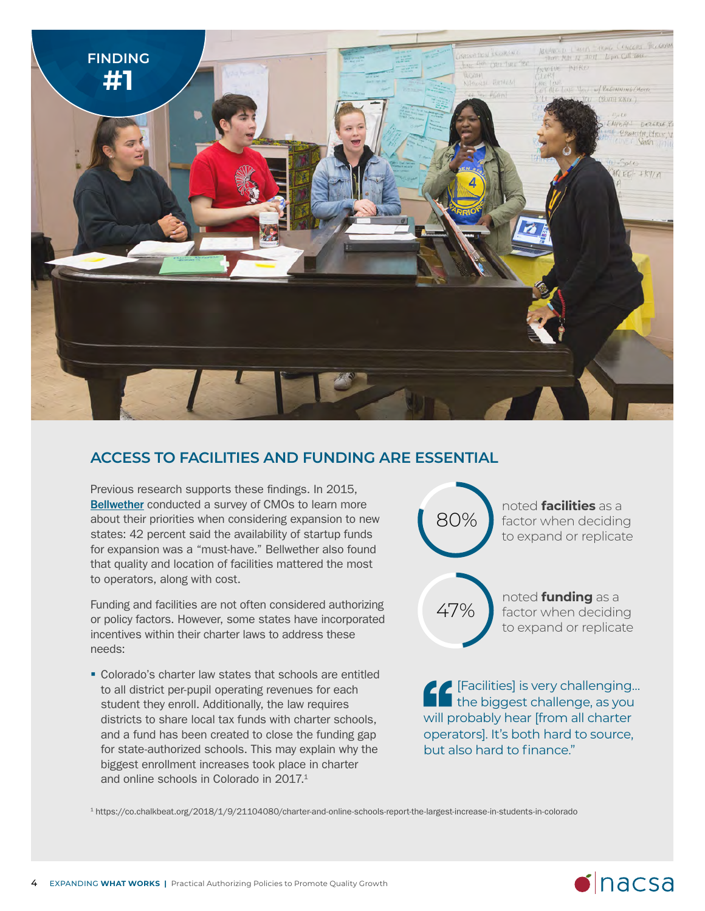FINDING #1

## ACCESS TO FACILITIES AND FUNDING ARE ESSENTIAL

Previous research supports these findings. In 2015, Bellwether conducted a survey of CMOs to learn more about their priorities when considering expansion to new states: 42 percent said the availability of startup funds for expansion was a "must-have." Bellwether also found that quality and location of facilities mattered the most to operators, along with cost.

Funding and facilities are not often considered authorizing or policy factors. However, some states have incorporated incentives within their charter laws to address these needs:

- Colorado's charter law states that schools are entitled to all district per-pupil operating revenues for each student they enroll. Additionally, the law requires districts to share local tax funds with charter schools, and a fund has been created to close the funding gap for state-authorized schools. This may explain why the biggest enrollment increases took place in charter and online schools in Colorado in 2017.[1]

80% noted **facilities** as a factor when deciding to expand or replicate

47% noted **funding** as a factor when deciding to expand or replicate

> "[Facilities] is very challenging... the biggest challenge, as you will probably hear [from all charter operators]. It's both hard to source, but also hard to finance."

[1] https://co.chalkbeat.org/2018/1/9/21104080/charter-and-online-schools-report-the-largest-increase-in-students-in-colorado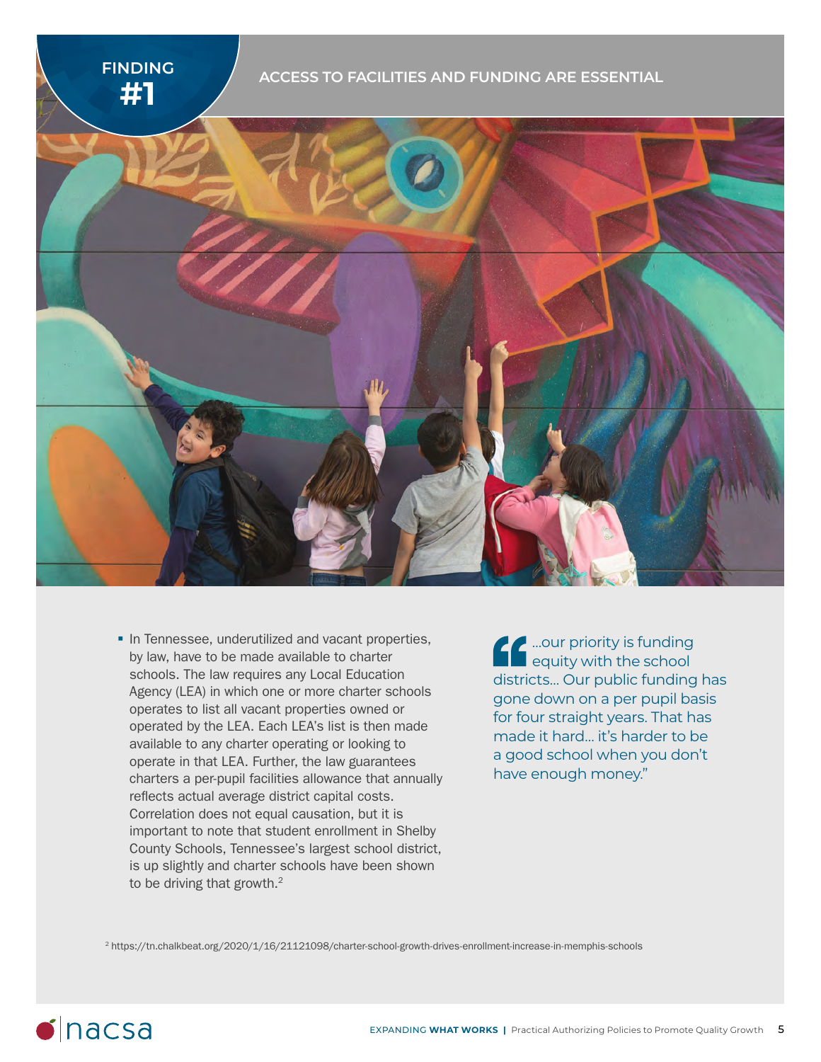# FINDING #1

## ACCESS TO FACILITIES AND FUNDING ARE ESSENTIAL

- In Tennessee, underutilized and vacant properties, by law, have to be made available to charter schools. The law requires any Local Education Agency (LEA) in which one or more charter schools operates to list all vacant properties owned or operated by the LEA. Each LEA's list is then made available to any charter operating or looking to operate in that LEA. Further, the law guarantees charters a per-pupil facilities allowance that annually reflects actual average district capital costs. Correlation does not equal causation, but it is important to note that student enrollment in Shelby County Schools, Tennessee's largest school district, is up slightly and charter schools have been shown to be driving that growth.[2]

> "...our priority is funding equity with the school districts... Our public funding has gone down on a per pupil basis for four straight years. That has made it hard... it's harder to be a good school when you don't have enough money."

[2] https://tn.chalkbeat.org/2020/1/16/21121098/charter-school-growth-drives-enrollment-increase-in-memphis-schools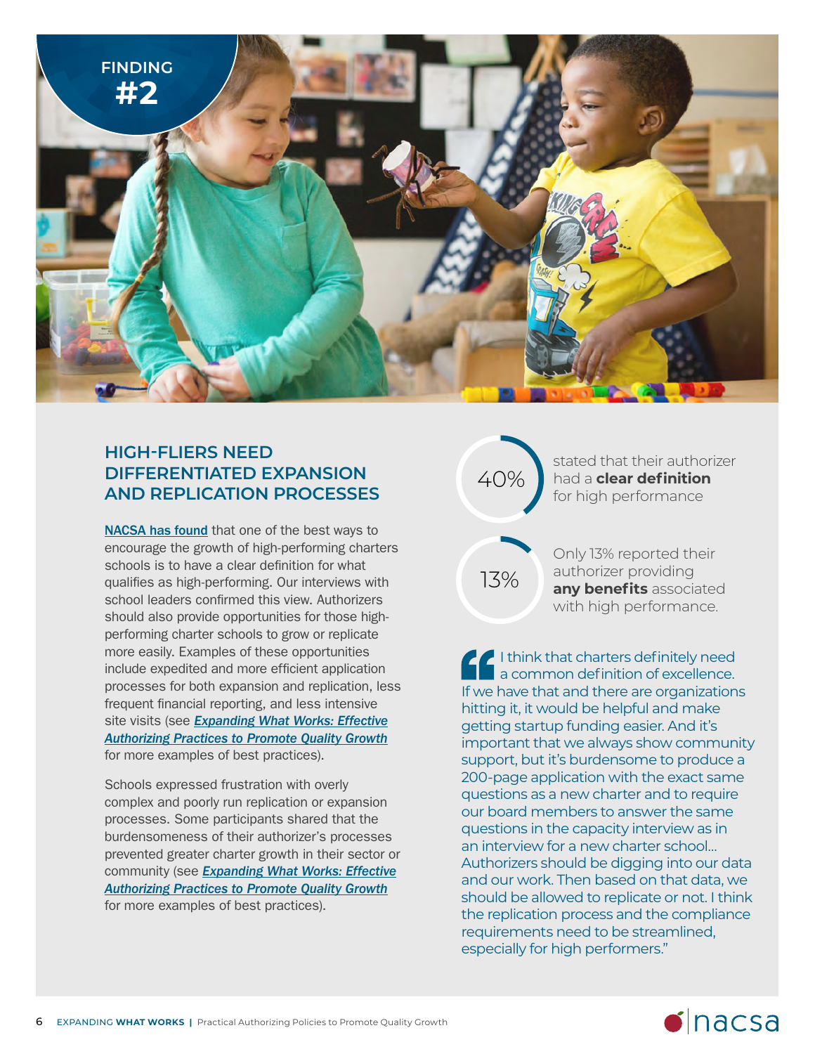FINDING #2

## HIGH-FLIERS NEED DIFFERENTIATED EXPANSION AND REPLICATION PROCESSES

NACSA has found that one of the best ways to encourage the growth of high-performing charters schools is to have a clear definition for what qualifies as high-performing. Our interviews with school leaders confirmed this view. Authorizers should also provide opportunities for those high-performing charter schools to grow or replicate more easily. Examples of these opportunities include expedited and more efficient application processes for both expansion and replication, less frequent financial reporting, and less intensive site visits (see ***Expanding What Works: Effective Authorizing Practices to Promote Quality Growth*** for more examples of best practices).

Schools expressed frustration with overly complex and poorly run replication or expansion processes. Some participants shared that the burdensomeness of their authorizer's processes prevented greater charter growth in their sector or community (see ***Expanding What Works: Effective Authorizing Practices to Promote Quality Growth*** for more examples of best practices).

40% stated that their authorizer had a **clear definition** for high performance

13% Only 13% reported their authorizer providing **any benefits** associated with high performance.

"I think that charters definitely need a common definition of excellence. If we have that and there are organizations hitting it, it would be helpful and make getting startup funding easier. And it's important that we always show community support, but it's burdensome to produce a 200-page application with the exact same questions as a new charter and to require our board members to answer the same questions in the capacity interview as in an interview for a new charter school... Authorizers should be digging into our data and our work. Then based on that data, we should be allowed to replicate or not. I think the replication process and the compliance requirements need to be streamlined, especially for high performers."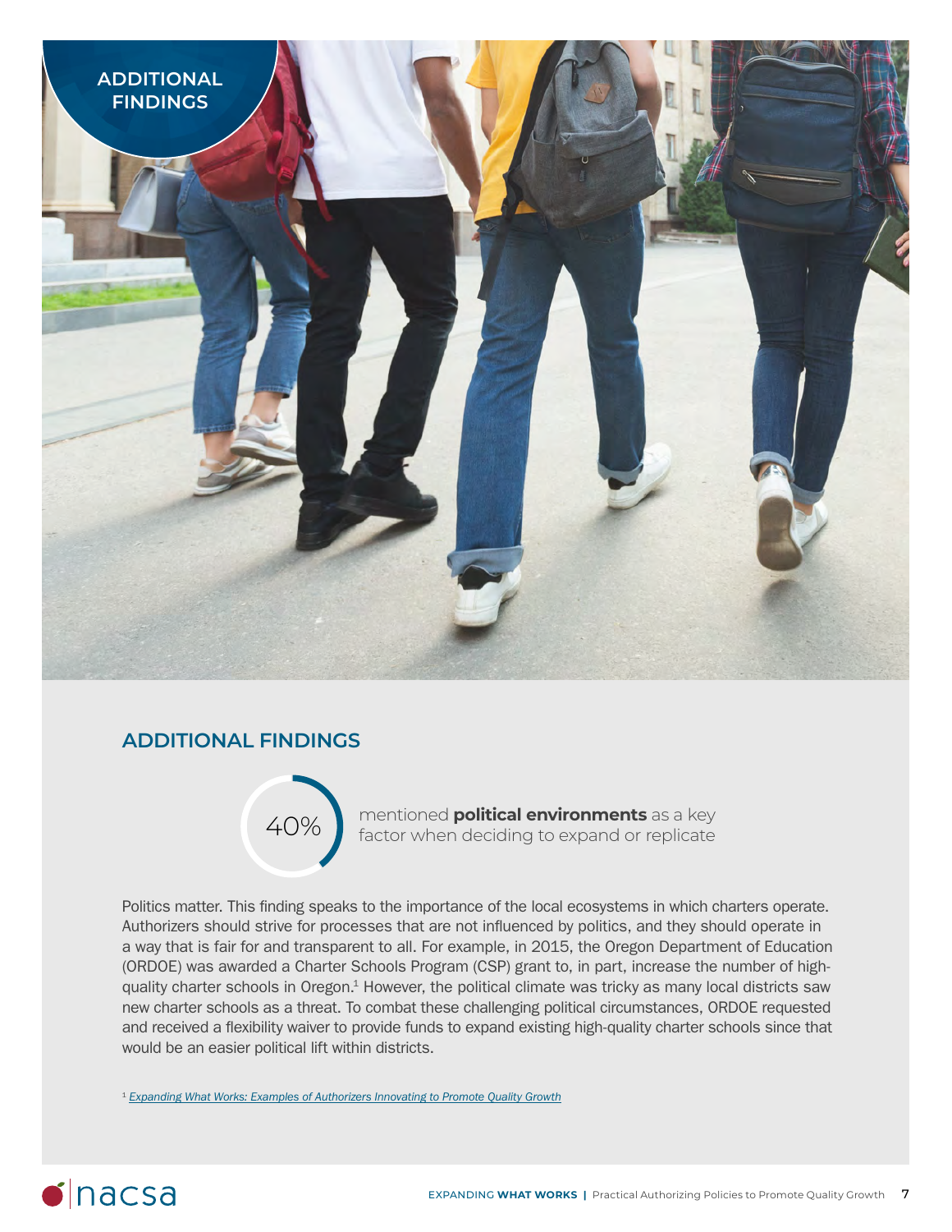## ADDITIONAL FINDINGS

40% mentioned **political environments** as a key factor when deciding to expand or replicate

Politics matter. This finding speaks to the importance of the local ecosystems in which charters operate. Authorizers should strive for processes that are not influenced by politics, and they should operate in a way that is fair for and transparent to all. For example, in 2015, the Oregon Department of Education (ORDOE) was awarded a Charter Schools Program (CSP) grant to, in part, increase the number of high-quality charter schools in Oregon.[1] However, the political climate was tricky as many local districts saw new charter schools as a threat. To combat these challenging political circumstances, ORDOE requested and received a flexibility waiver to provide funds to expand existing high-quality charter schools since that would be an easier political lift within districts.

[1] *Expanding What Works: Examples of Authorizers Innovating to Promote Quality Growth*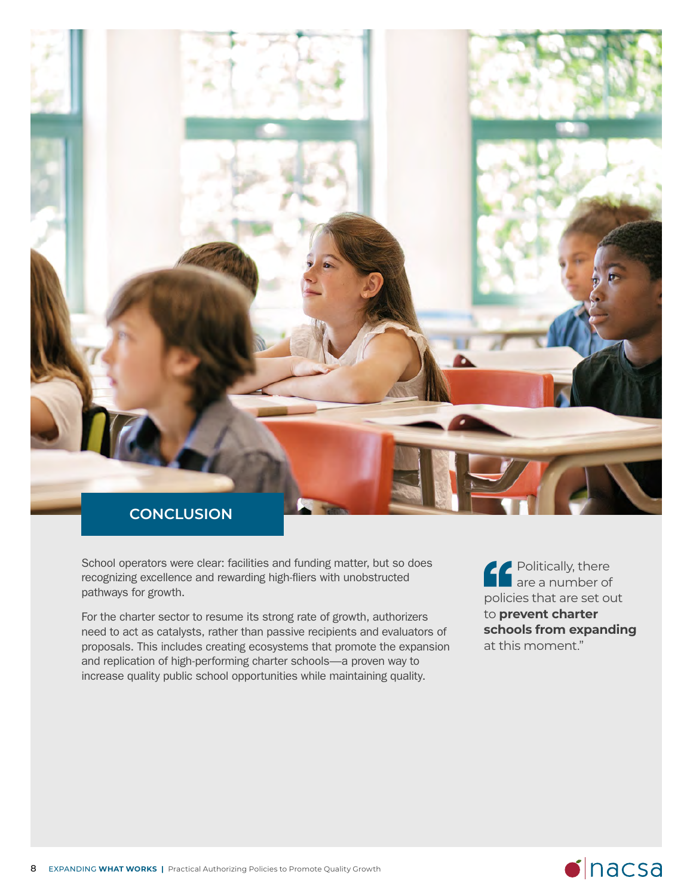## CONCLUSION

School operators were clear: facilities and funding matter, but so does recognizing excellence and rewarding high-fliers with unobstructed pathways for growth.

For the charter sector to resume its strong rate of growth, authorizers need to act as catalysts, rather than passive recipients and evaluators of proposals. This includes creating ecosystems that promote the expansion and replication of high-performing charter schools—a proven way to increase quality public school opportunities while maintaining quality.

> "Politically, there are a number of policies that are set out to **prevent charter schools from expanding** at this moment."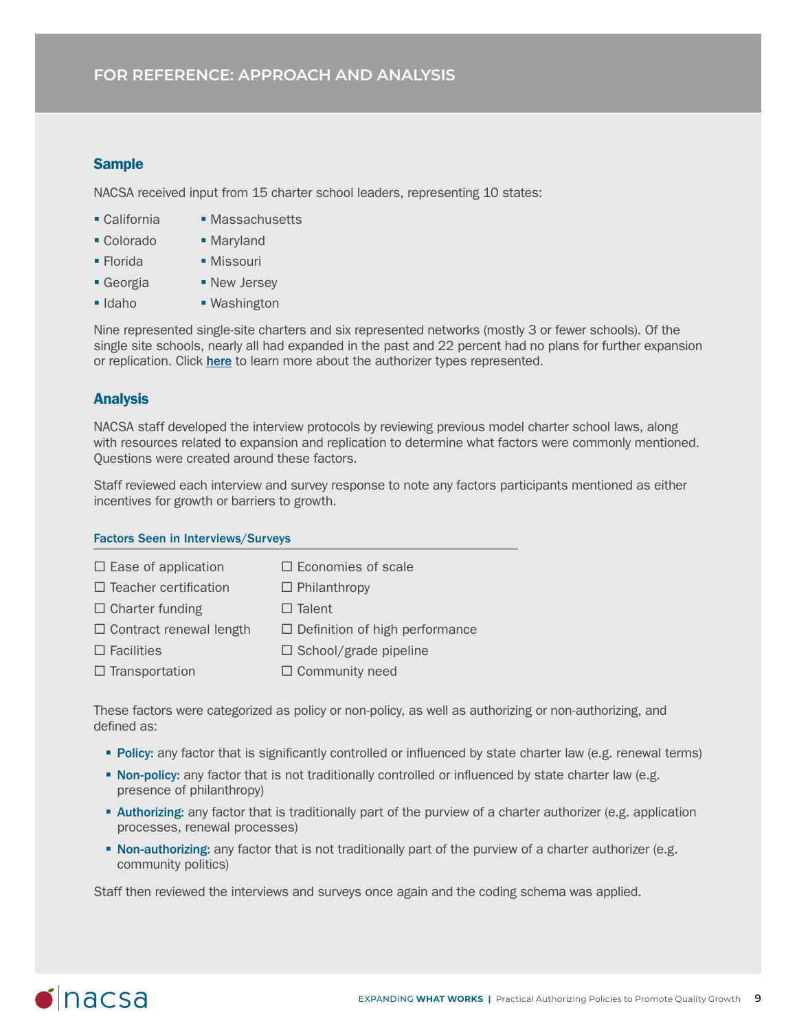## FOR REFERENCE: APPROACH AND ANALYSIS

### Sample

NACSA received input from 15 charter school leaders, representing 10 states:

- California
- Colorado
- Florida
- Georgia
- Idaho
- Massachusetts
- Maryland
- Missouri
- New Jersey
- Washington

Nine represented single-site charters and six represented networks (mostly 3 or fewer schools). Of the single site schools, nearly all had expanded in the past and 22 percent had no plans for further expansion or replication. Click here to learn more about the authorizer types represented.

### Analysis

NACSA staff developed the interview protocols by reviewing previous model charter school laws, along with resources related to expansion and replication to determine what factors were commonly mentioned. Questions were created around these factors.

Staff reviewed each interview and survey response to note any factors participants mentioned as either incentives for growth or barriers to growth.

#### Factors Seen in Interviews/Surveys

- ☐ Ease of application
- ☐ Teacher certification
- ☐ Charter funding
- ☐ Contract renewal length
- ☐ Facilities
- ☐ Transportation
- ☐ Economies of scale
- ☐ Philanthropy
- ☐ Talent
- ☐ Definition of high performance
- ☐ School/grade pipeline
- ☐ Community need

These factors were categorized as policy or non-policy, as well as authorizing or non-authorizing, and defined as:

- **Policy:** any factor that is significantly controlled or influenced by state charter law (e.g. renewal terms)
- **Non-policy:** any factor that is not traditionally controlled or influenced by state charter law (e.g. presence of philanthropy)
- **Authorizing:** any factor that is traditionally part of the purview of a charter authorizer (e.g. application processes, renewal processes)
- **Non-authorizing:** any factor that is not traditionally part of the purview of a charter authorizer (e.g. community politics)

Staff then reviewed the interviews and surveys once again and the coding schema was applied.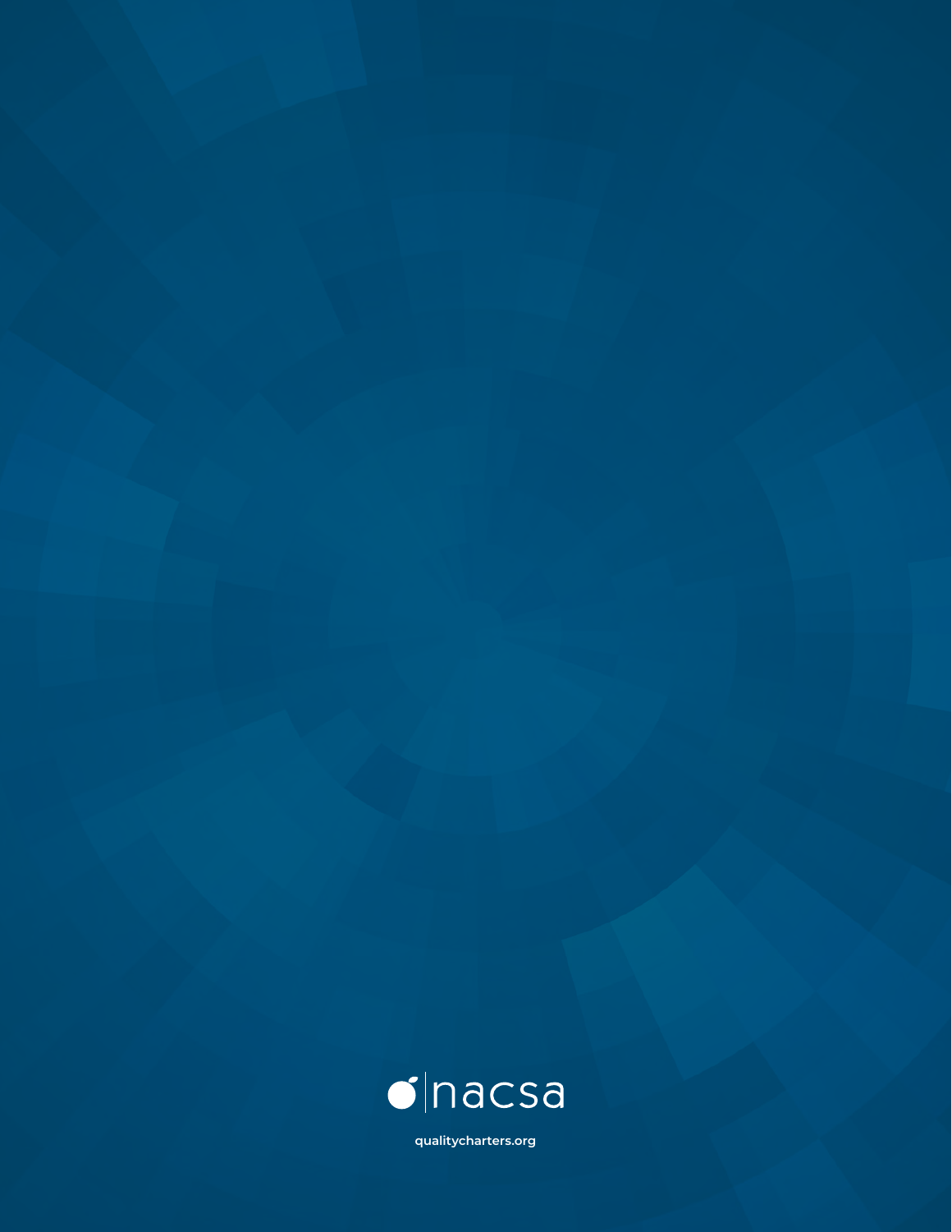nacsa

qualitycharters.org